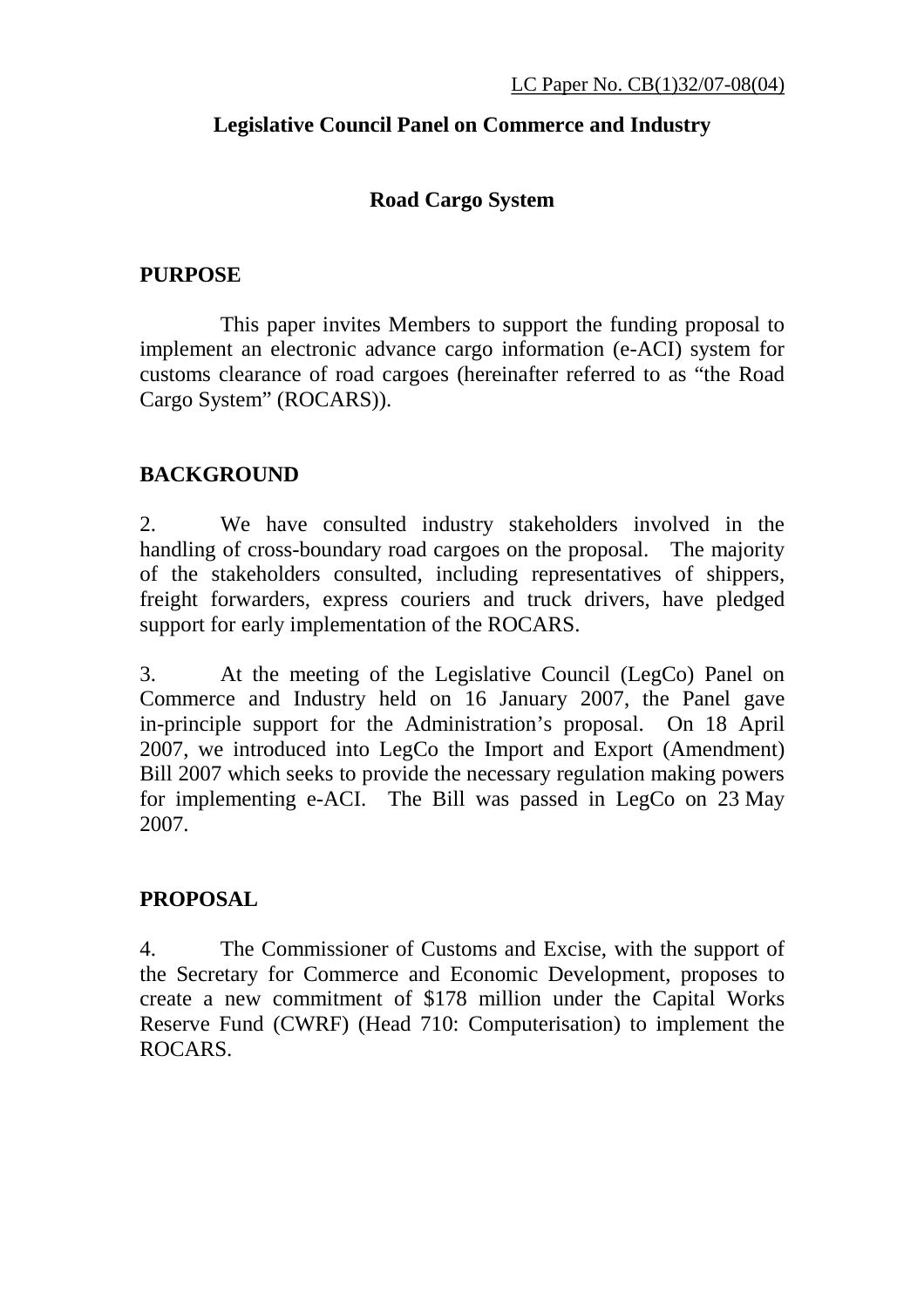LC Paper No. CB(1)32/07-08(04)

# Legislative Council Panel on Commerce and Industry

## Road Cargo System

### PURPOSE

This paper invites Members to support the funding proposal to implement an electronic advance cargo information (e-ACI) system for customs clearance of road cargoes (hereinafter referred to as "the Road Cargo System" (ROCARS)).

### BACKGROUND

2. We have consulted industry stakeholders involved in the handling of cross-boundary road cargoes on the proposal. The majority of the stakeholders consulted, including representatives of shippers, freight forwarders, express couriers and truck drivers, have pledged support for early implementation of the ROCARS.

3. At the meeting of the Legislative Council (LegCo) Panel on Commerce and Industry held on 16 January 2007, the Panel gave in-principle support for the Administration's proposal. On 18 April 2007, we introduced into LegCo the Import and Export (Amendment) Bill 2007 which seeks to provide the necessary regulation making powers for implementing e-ACI. The Bill was passed in LegCo on 23 May 2007.

### PROPOSAL

4. The Commissioner of Customs and Excise, with the support of the Secretary for Commerce and Economic Development, proposes to create a new commitment of $178 million under the Capital Works Reserve Fund (CWRF) (Head 710: Computerisation) to implement the ROCARS.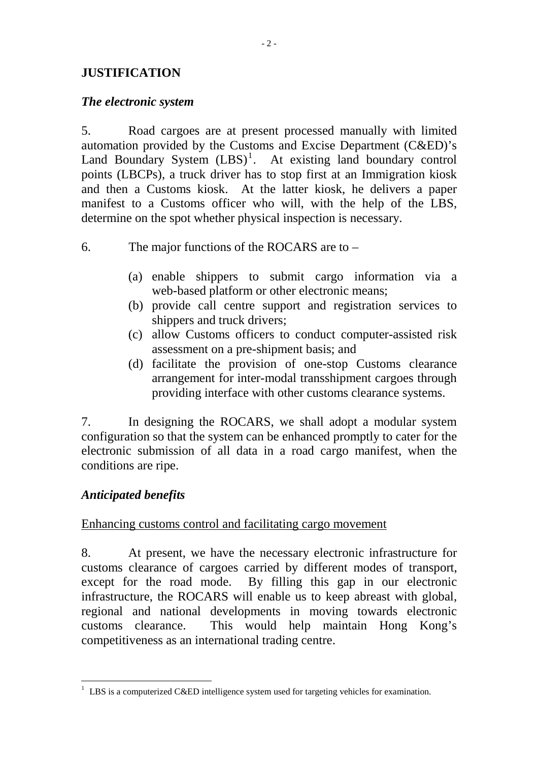## JUSTIFICATION

### *The electronic system*

5. Road cargoes are at present processed manually with limited automation provided by the Customs and Excise Department (C&ED)'s Land Boundary System (LBS)[1]. At existing land boundary control points (LBCPs), a truck driver has to stop first at an Immigration kiosk and then a Customs kiosk. At the latter kiosk, he delivers a paper manifest to a Customs officer who will, with the help of the LBS, determine on the spot whether physical inspection is necessary.

6. The major functions of the ROCARS are to –

(a) enable shippers to submit cargo information via a web-based platform or other electronic means;
(b) provide call centre support and registration services to shippers and truck drivers;
(c) allow Customs officers to conduct computer-assisted risk assessment on a pre-shipment basis; and
(d) facilitate the provision of one-stop Customs clearance arrangement for inter-modal transshipment cargoes through providing interface with other customs clearance systems.

7. In designing the ROCARS, we shall adopt a modular system configuration so that the system can be enhanced promptly to cater for the electronic submission of all data in a road cargo manifest, when the conditions are ripe.

### *Anticipated benefits*

Enhancing customs control and facilitating cargo movement

8. At present, we have the necessary electronic infrastructure for customs clearance of cargoes carried by different modes of transport, except for the road mode. By filling this gap in our electronic infrastructure, the ROCARS will enable us to keep abreast with global, regional and national developments in moving towards electronic customs clearance. This would help maintain Hong Kong's competitiveness as an international trading centre.

---

[1] LBS is a computerized C&ED intelligence system used for targeting vehicles for examination.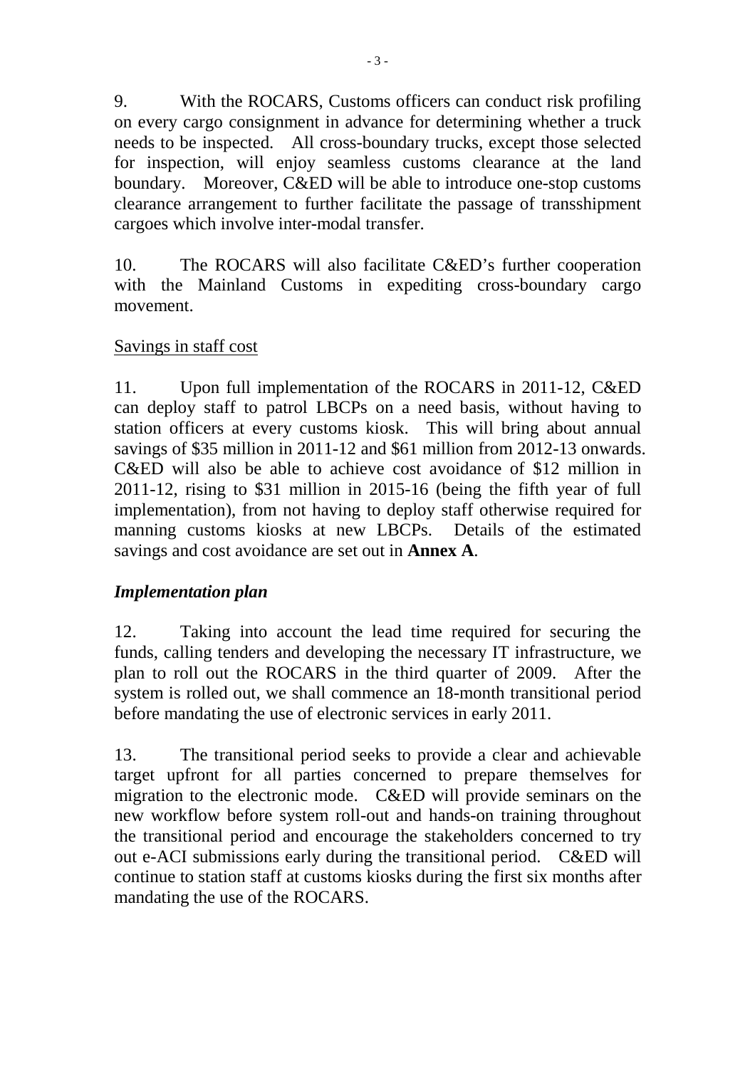9. With the ROCARS, Customs officers can conduct risk profiling on every cargo consignment in advance for determining whether a truck needs to be inspected. All cross-boundary trucks, except those selected for inspection, will enjoy seamless customs clearance at the land boundary. Moreover, C&ED will be able to introduce one-stop customs clearance arrangement to further facilitate the passage of transshipment cargoes which involve inter-modal transfer.

10. The ROCARS will also facilitate C&ED's further cooperation with the Mainland Customs in expediting cross-boundary cargo movement.

<u>Savings in staff cost</u>

11. Upon full implementation of the ROCARS in 2011-12, C&ED can deploy staff to patrol LBCPs on a need basis, without having to station officers at every customs kiosk. This will bring about annual savings of $35 million in 2011-12 and $61 million from 2012-13 onwards. C&ED will also be able to achieve cost avoidance of $12 million in 2011-12, rising to $31 million in 2015-16 (being the fifth year of full implementation), from not having to deploy staff otherwise required for manning customs kiosks at new LBCPs. Details of the estimated savings and cost avoidance are set out in **Annex A**.

### *Implementation plan*

12. Taking into account the lead time required for securing the funds, calling tenders and developing the necessary IT infrastructure, we plan to roll out the ROCARS in the third quarter of 2009. After the system is rolled out, we shall commence an 18-month transitional period before mandating the use of electronic services in early 2011.

13. The transitional period seeks to provide a clear and achievable target upfront for all parties concerned to prepare themselves for migration to the electronic mode. C&ED will provide seminars on the new workflow before system roll-out and hands-on training throughout the transitional period and encourage the stakeholders concerned to try out e-ACI submissions early during the transitional period. C&ED will continue to station staff at customs kiosks during the first six months after mandating the use of the ROCARS.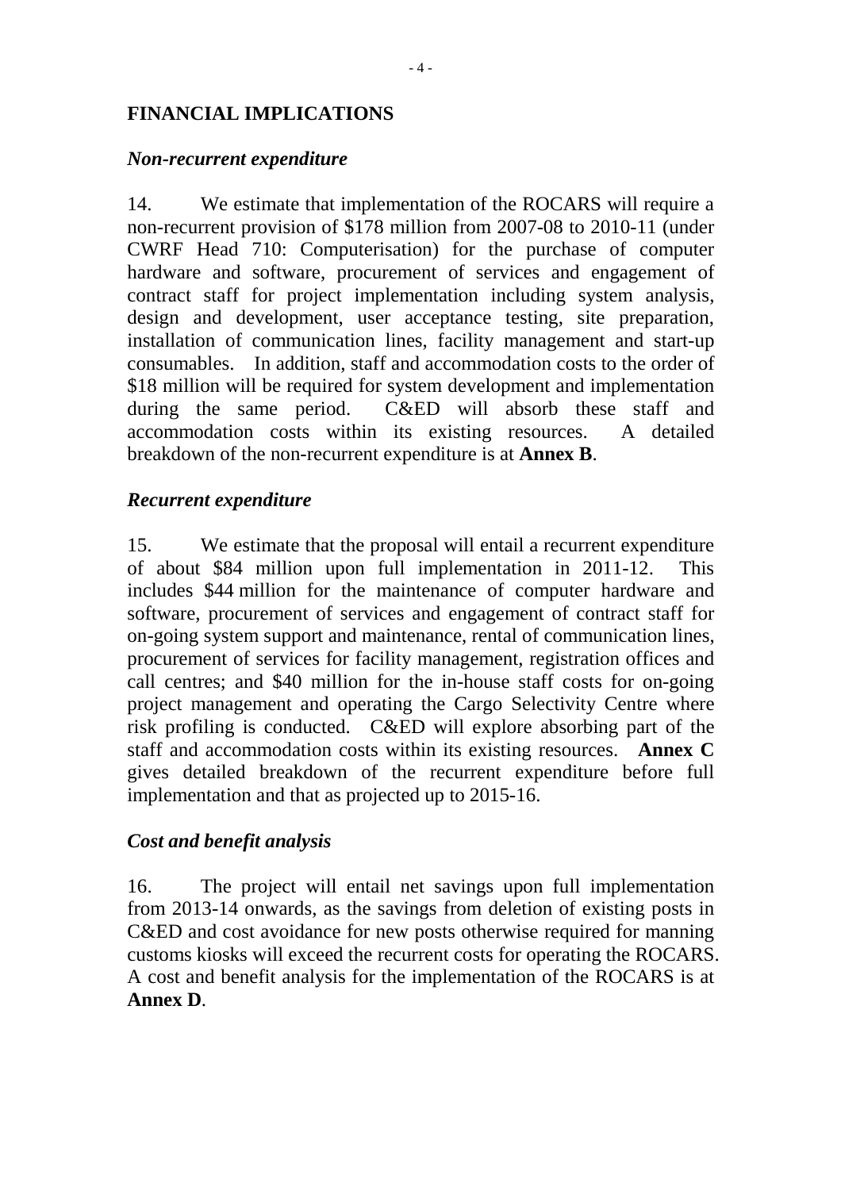## FINANCIAL IMPLICATIONS

### *Non-recurrent expenditure*

14. We estimate that implementation of the ROCARS will require a non-recurrent provision of $178 million from 2007-08 to 2010-11 (under CWRF Head 710: Computerisation) for the purchase of computer hardware and software, procurement of services and engagement of contract staff for project implementation including system analysis, design and development, user acceptance testing, site preparation, installation of communication lines, facility management and start-up consumables. In addition, staff and accommodation costs to the order of $18 million will be required for system development and implementation during the same period. C&ED will absorb these staff and accommodation costs within its existing resources. A detailed breakdown of the non-recurrent expenditure is at **Annex B**.

### *Recurrent expenditure*

15. We estimate that the proposal will entail a recurrent expenditure of about $84 million upon full implementation in 2011-12. This includes $44 million for the maintenance of computer hardware and software, procurement of services and engagement of contract staff for on-going system support and maintenance, rental of communication lines, procurement of services for facility management, registration offices and call centres; and $40 million for the in-house staff costs for on-going project management and operating the Cargo Selectivity Centre where risk profiling is conducted. C&ED will explore absorbing part of the staff and accommodation costs within its existing resources. **Annex C** gives detailed breakdown of the recurrent expenditure before full implementation and that as projected up to 2015-16.

### *Cost and benefit analysis*

16. The project will entail net savings upon full implementation from 2013-14 onwards, as the savings from deletion of existing posts in C&ED and cost avoidance for new posts otherwise required for manning customs kiosks will exceed the recurrent costs for operating the ROCARS. A cost and benefit analysis for the implementation of the ROCARS is at **Annex D**.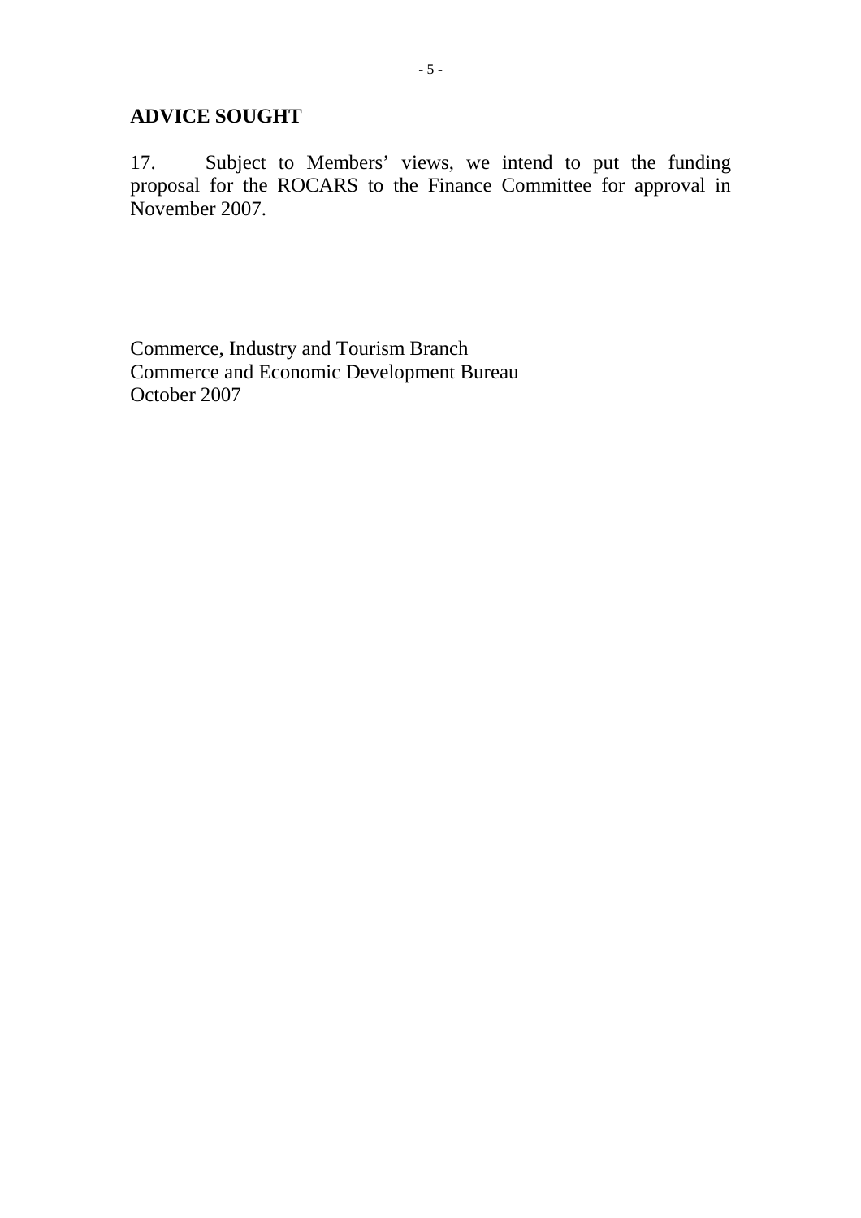## ADVICE SOUGHT

17. Subject to Members' views, we intend to put the funding proposal for the ROCARS to the Finance Committee for approval in November 2007.

Commerce, Industry and Tourism Branch
Commerce and Economic Development Bureau
October 2007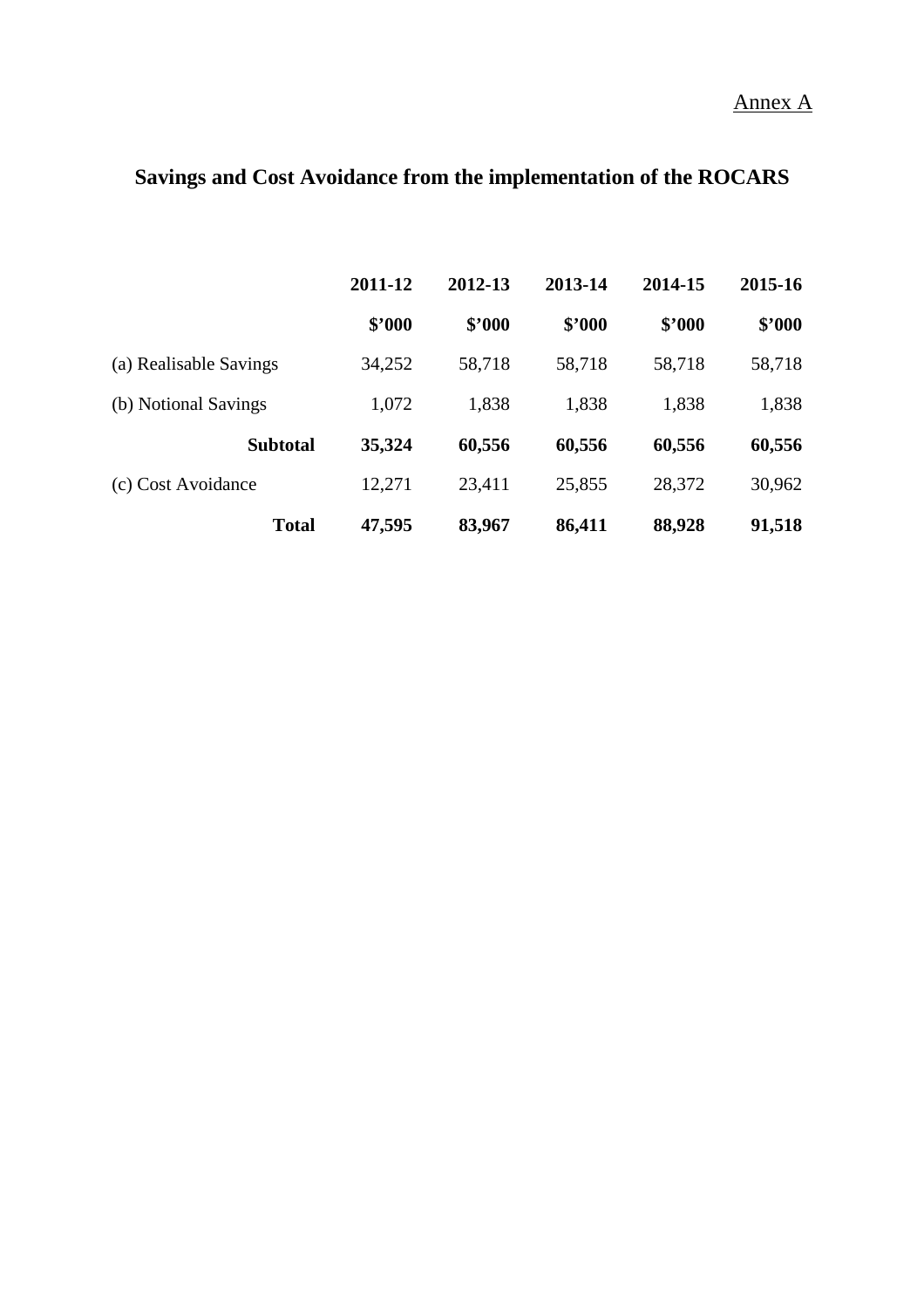<u>Annex A</u>

## Savings and Cost Avoidance from the implementation of the ROCARS

| | 2011-12 | 2012-13 | 2013-14 | 2014-15 | 2015-16 |
|---|---|---|---|---|---|
| | **$'000** | **$'000** | **$'000** | **$'000** | **$'000** |
| (a) Realisable Savings | 34,252 | 58,718 | 58,718 | 58,718 | 58,718 |
| (b) Notional Savings | 1,072 | 1,838 | 1,838 | 1,838 | 1,838 |
| **Subtotal** | **35,324** | **60,556** | **60,556** | **60,556** | **60,556** |
| (c) Cost Avoidance | 12,271 | 23,411 | 25,855 | 28,372 | 30,962 |
| **Total** | **47,595** | **83,967** | **86,411** | **88,928** | **91,518** |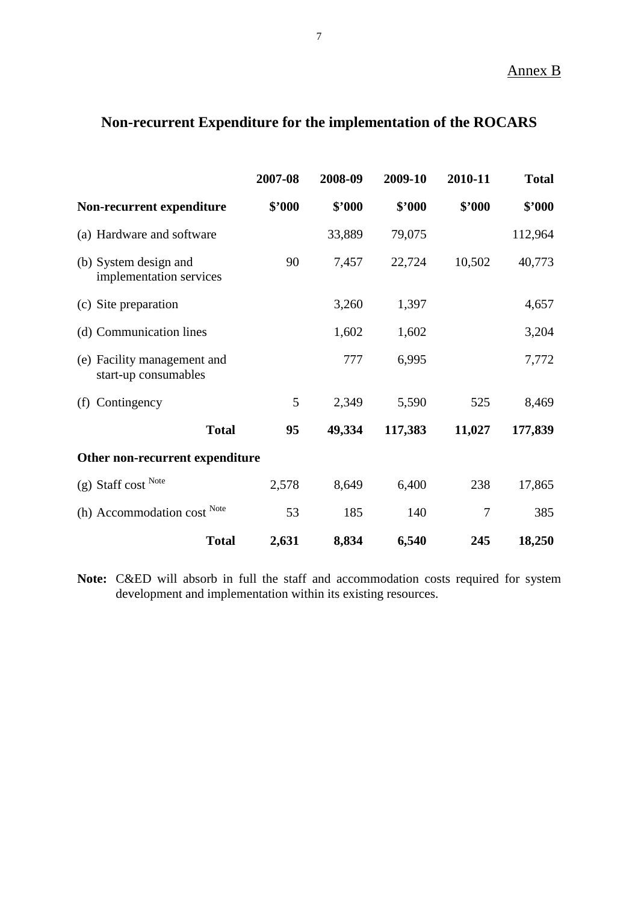Annex B

# Non-recurrent Expenditure for the implementation of the ROCARS

| | 2007-08 | 2008-09 | 2009-10 | 2010-11 | Total |
|---|---|---|---|---|---|
| **Non-recurrent expenditure** | **$'000** | **$'000** | **$'000** | **$'000** | **$'000** |
| (a) Hardware and software | | 33,889 | 79,075 | | 112,964 |
| (b) System design and implementation services | 90 | 7,457 | 22,724 | 10,502 | 40,773 |
| (c) Site preparation | | 3,260 | 1,397 | | 4,657 |
| (d) Communication lines | | 1,602 | 1,602 | | 3,204 |
| (e) Facility management and start-up consumables | | 777 | 6,995 | | 7,772 |
| (f) Contingency | 5 | 2,349 | 5,590 | 525 | 8,469 |
| **Total** | **95** | **49,334** | **117,383** | **11,027** | **177,839** |
| **Other non-recurrent expenditure** | | | | | |
| (g) Staff cost [Note] | 2,578 | 8,649 | 6,400 | 238 | 17,865 |
| (h) Accommodation cost [Note] | 53 | 185 | 140 | 7 | 385 |
| **Total** | **2,631** | **8,834** | **6,540** | **245** | **18,250** |

**Note:** C&ED will absorb in full the staff and accommodation costs required for system development and implementation within its existing resources.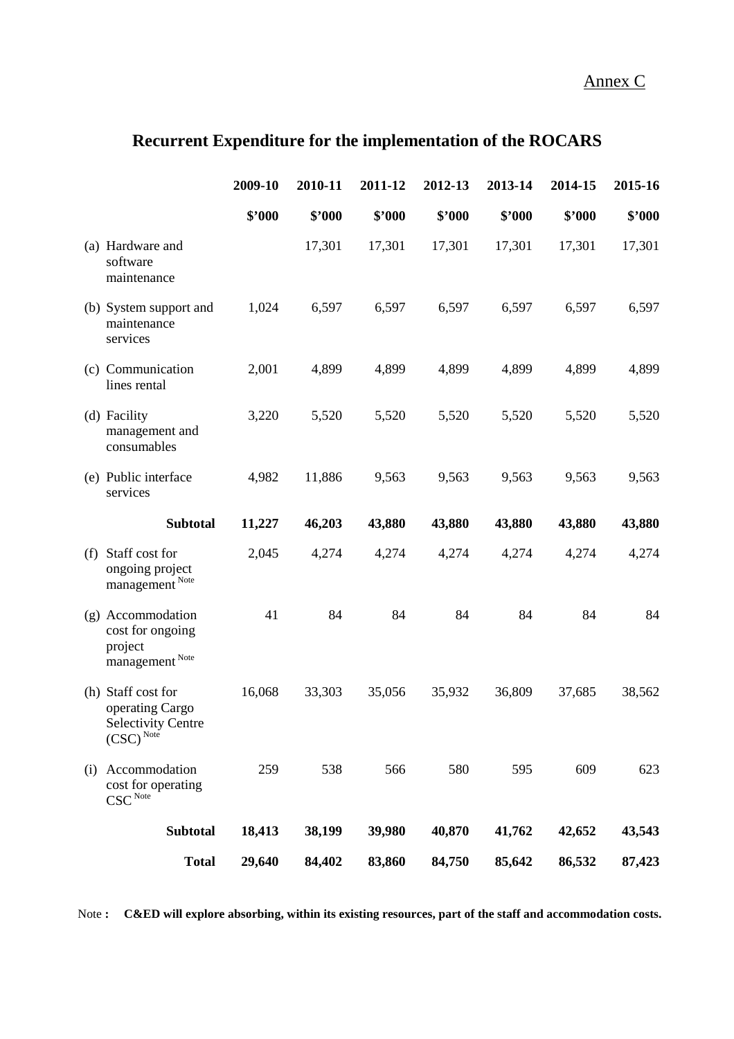Annex C

# Recurrent Expenditure for the implementation of the ROCARS

| | 2009-10 | 2010-11 | 2011-12 | 2012-13 | 2013-14 | 2014-15 | 2015-16 |
|---|---|---|---|---|---|---|---|
| | $'000 | $'000 | $'000 | $'000 | $'000 | $'000 | $'000 |
| (a) Hardware and software maintenance | | 17,301 | 17,301 | 17,301 | 17,301 | 17,301 | 17,301 |
| (b) System support and maintenance services | 1,024 | 6,597 | 6,597 | 6,597 | 6,597 | 6,597 | 6,597 |
| (c) Communication lines rental | 2,001 | 4,899 | 4,899 | 4,899 | 4,899 | 4,899 | 4,899 |
| (d) Facility management and consumables | 3,220 | 5,520 | 5,520 | 5,520 | 5,520 | 5,520 | 5,520 |
| (e) Public interface services | 4,982 | 11,886 | 9,563 | 9,563 | 9,563 | 9,563 | 9,563 |
| **Subtotal** | **11,227** | **46,203** | **43,880** | **43,880** | **43,880** | **43,880** | **43,880** |
| (f) Staff cost for ongoing project management [Note] | 2,045 | 4,274 | 4,274 | 4,274 | 4,274 | 4,274 | 4,274 |
| (g) Accommodation cost for ongoing project management [Note] | 41 | 84 | 84 | 84 | 84 | 84 | 84 |
| (h) Staff cost for operating Cargo Selectivity Centre (CSC) [Note] | 16,068 | 33,303 | 35,056 | 35,932 | 36,809 | 37,685 | 38,562 |
| (i) Accommodation cost for operating CSC [Note] | 259 | 538 | 566 | 580 | 595 | 609 | 623 |
| **Subtotal** | **18,413** | **38,199** | **39,980** | **40,870** | **41,762** | **42,652** | **43,543** |
| **Total** | **29,640** | **84,402** | **83,860** | **84,750** | **85,642** | **86,532** | **87,423** |

Note **:** **C&ED will explore absorbing, within its existing resources, part of the staff and accommodation costs.**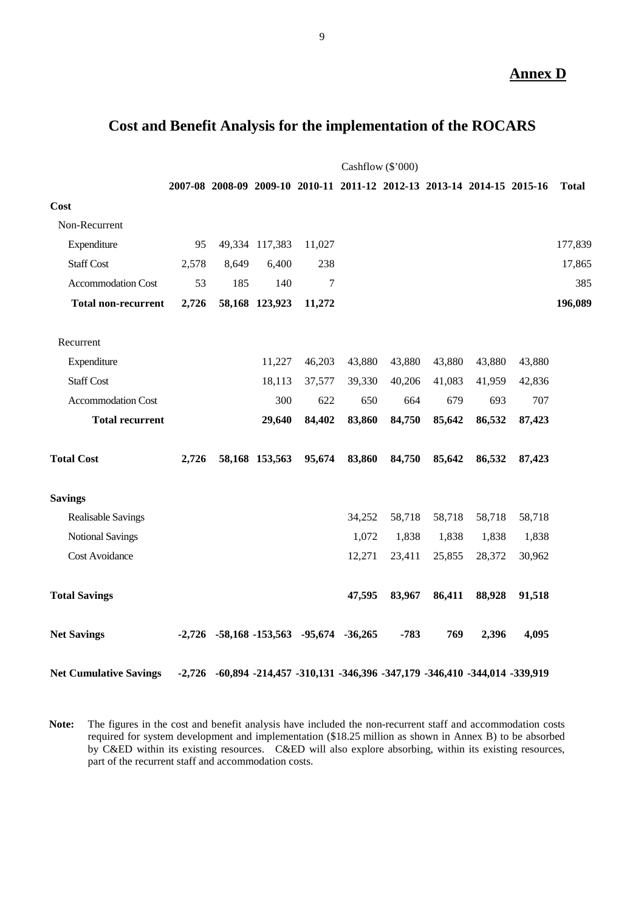**Annex D**

# Cost and Benefit Analysis for the implementation of the ROCARS

| | Cashflow ($'000) | | | | | | | | | |
|---|---|---|---|---|---|---|---|---|---|---|
| | **2007-08** | **2008-09** | **2009-10** | **2010-11** | **2011-12** | **2012-13** | **2013-14** | **2014-15** | **2015-16** | **Total** |
| **Cost** | | | | | | | | | | |
| Non-Recurrent | | | | | | | | | | |
| Expenditure | 95 | 49,334 | 117,383 | 11,027 | | | | | | 177,839 |
| Staff Cost | 2,578 | 8,649 | 6,400 | 238 | | | | | | 17,865 |
| Accommodation Cost | 53 | 185 | 140 | 7 | | | | | | 385 |
| **Total non-recurrent** | **2,726** | **58,168** | **123,923** | **11,272** | | | | | | **196,089** |
| Recurrent | | | | | | | | | | |
| Expenditure | | | 11,227 | 46,203 | 43,880 | 43,880 | 43,880 | 43,880 | 43,880 | |
| Staff Cost | | | 18,113 | 37,577 | 39,330 | 40,206 | 41,083 | 41,959 | 42,836 | |
| Accommodation Cost | | | 300 | 622 | 650 | 664 | 679 | 693 | 707 | |
| **Total recurrent** | | | **29,640** | **84,402** | **83,860** | **84,750** | **85,642** | **86,532** | **87,423** | |
| **Total Cost** | **2,726** | **58,168** | **153,563** | **95,674** | **83,860** | **84,750** | **85,642** | **86,532** | **87,423** | |
| **Savings** | | | | | | | | | | |
| Realisable Savings | | | | | 34,252 | 58,718 | 58,718 | 58,718 | 58,718 | |
| Notional Savings | | | | | 1,072 | 1,838 | 1,838 | 1,838 | 1,838 | |
| Cost Avoidance | | | | | 12,271 | 23,411 | 25,855 | 28,372 | 30,962 | |
| **Total Savings** | | | | | **47,595** | **83,967** | **86,411** | **88,928** | **91,518** | |
| **Net Savings** | **-2,726** | **-58,168** | **-153,563** | **-95,674** | **-36,265** | **-783** | **769** | **2,396** | **4,095** | |
| **Net Cumulative Savings** | **-2,726** | **-60,894** | **-214,457** | **-310,131** | **-346,396** | **-347,179** | **-346,410** | **-344,014** | **-339,919** | |

**Note:** The figures in the cost and benefit analysis have included the non-recurrent staff and accommodation costs required for system development and implementation ($18.25 million as shown in Annex B) to be absorbed by C&ED within its existing resources. C&ED will also explore absorbing, within its existing resources, part of the recurrent staff and accommodation costs.